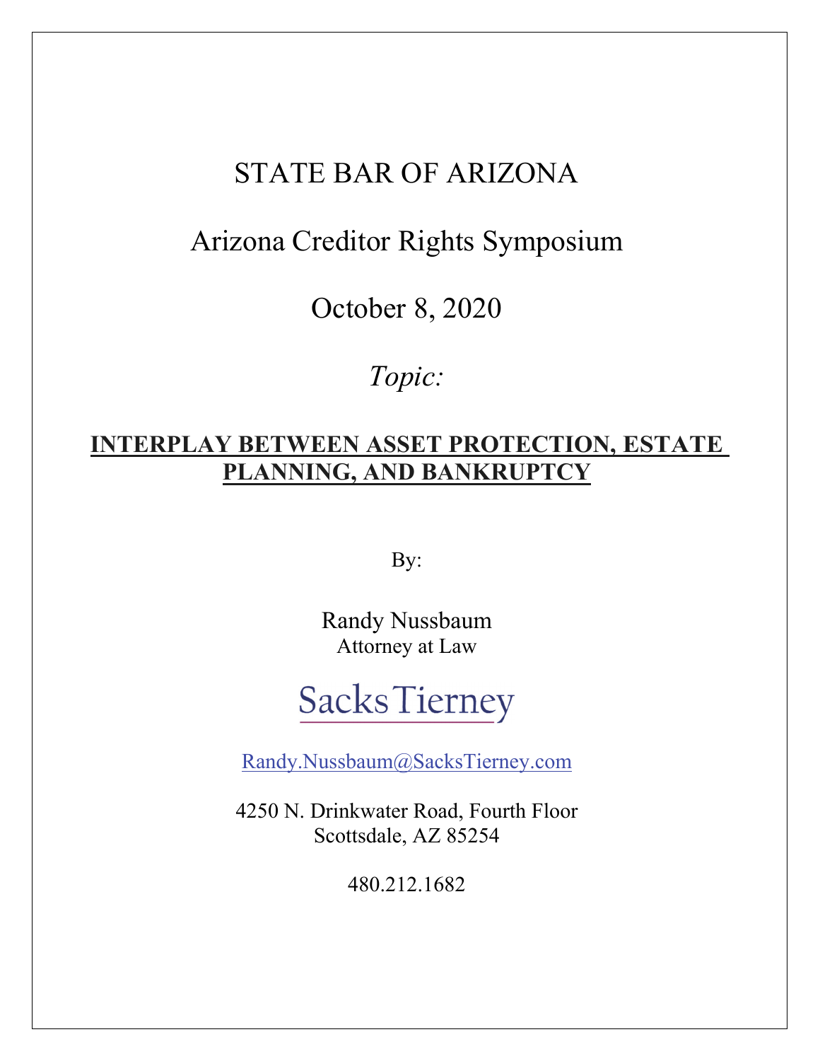# STATE BAR OF ARIZONA

## Arizona Creditor Rights Symposium

## October 8, 2020

*Topic:*

**INTERPLAY BETWEEN ASSET PROTECTION, ESTATE PLANNING, AND BANKRUPTCY**

By:

Randy Nussbaum
Attorney at Law

SacksTierney

Randy.Nussbaum@SacksTierney.com

4250 N. Drinkwater Road, Fourth Floor
Scottsdale, AZ 85254

480.212.1682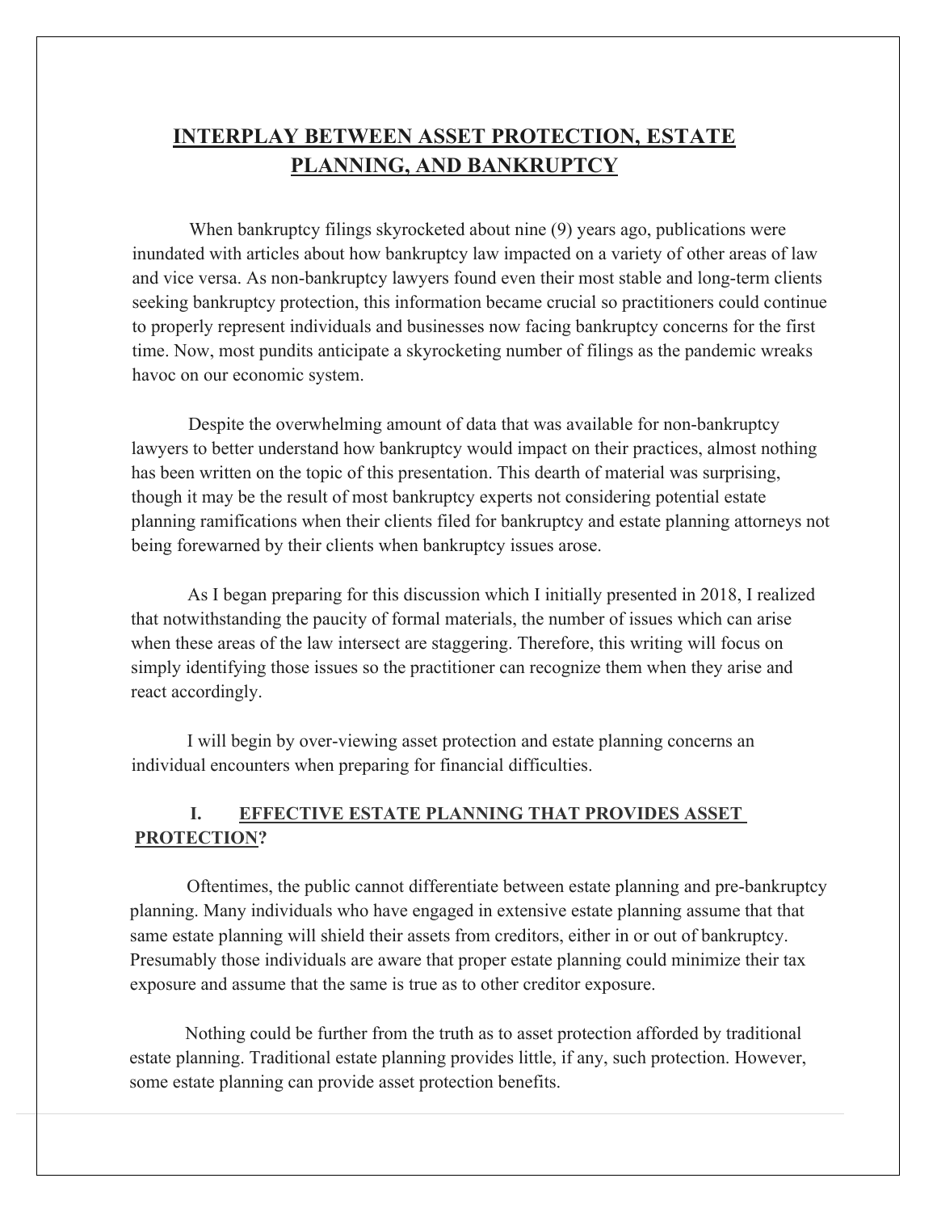# INTERPLAY BETWEEN ASSET PROTECTION, ESTATE PLANNING, AND BANKRUPTCY

When bankruptcy filings skyrocketed about nine (9) years ago, publications were inundated with articles about how bankruptcy law impacted on a variety of other areas of law and vice versa. As non-bankruptcy lawyers found even their most stable and long-term clients seeking bankruptcy protection, this information became crucial so practitioners could continue to properly represent individuals and businesses now facing bankruptcy concerns for the first time. Now, most pundits anticipate a skyrocketing number of filings as the pandemic wreaks havoc on our economic system.

Despite the overwhelming amount of data that was available for non-bankruptcy lawyers to better understand how bankruptcy would impact on their practices, almost nothing has been written on the topic of this presentation. This dearth of material was surprising, though it may be the result of most bankruptcy experts not considering potential estate planning ramifications when their clients filed for bankruptcy and estate planning attorneys not being forewarned by their clients when bankruptcy issues arose.

As I began preparing for this discussion which I initially presented in 2018, I realized that notwithstanding the paucity of formal materials, the number of issues which can arise when these areas of the law intersect are staggering. Therefore, this writing will focus on simply identifying those issues so the practitioner can recognize them when they arise and react accordingly.

I will begin by over-viewing asset protection and estate planning concerns an individual encounters when preparing for financial difficulties.

## I. EFFECTIVE ESTATE PLANNING THAT PROVIDES ASSET PROTECTION?

Oftentimes, the public cannot differentiate between estate planning and pre-bankruptcy planning. Many individuals who have engaged in extensive estate planning assume that that same estate planning will shield their assets from creditors, either in or out of bankruptcy. Presumably those individuals are aware that proper estate planning could minimize their tax exposure and assume that the same is true as to other creditor exposure.

Nothing could be further from the truth as to asset protection afforded by traditional estate planning. Traditional estate planning provides little, if any, such protection. However, some estate planning can provide asset protection benefits.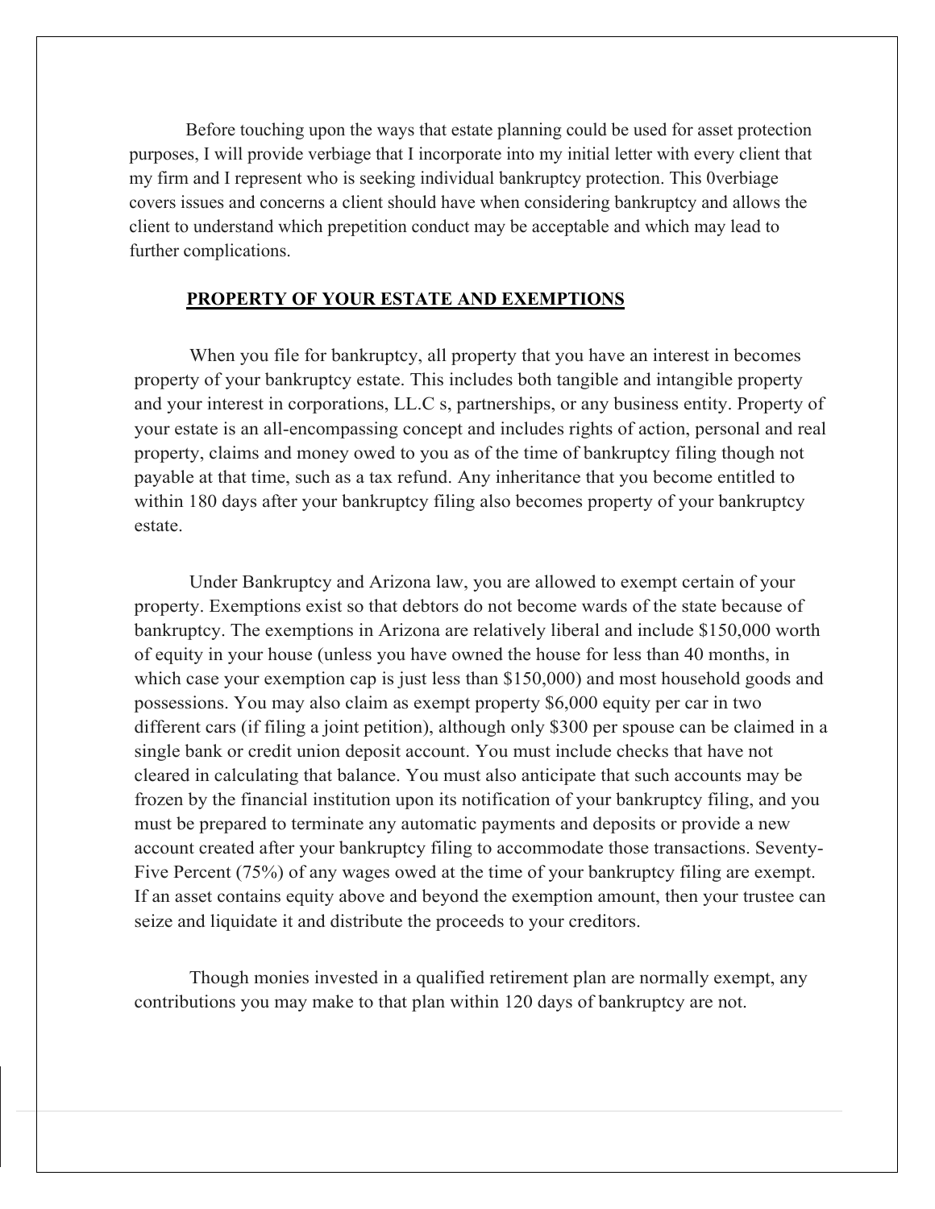Before touching upon the ways that estate planning could be used for asset protection purposes, I will provide verbiage that I incorporate into my initial letter with every client that my firm and I represent who is seeking individual bankruptcy protection. This 0verbiage covers issues and concerns a client should have when considering bankruptcy and allows the client to understand which prepetition conduct may be acceptable and which may lead to further complications.

## **PROPERTY OF YOUR ESTATE AND EXEMPTIONS**

When you file for bankruptcy, all property that you have an interest in becomes property of your bankruptcy estate. This includes both tangible and intangible property and your interest in corporations, LL.C s, partnerships, or any business entity. Property of your estate is an all-encompassing concept and includes rights of action, personal and real property, claims and money owed to you as of the time of bankruptcy filing though not payable at that time, such as a tax refund. Any inheritance that you become entitled to within 180 days after your bankruptcy filing also becomes property of your bankruptcy estate.

Under Bankruptcy and Arizona law, you are allowed to exempt certain of your property. Exemptions exist so that debtors do not become wards of the state because of bankruptcy. The exemptions in Arizona are relatively liberal and include $150,000 worth of equity in your house (unless you have owned the house for less than 40 months, in which case your exemption cap is just less than $150,000) and most household goods and possessions. You may also claim as exempt property $6,000 equity per car in two different cars (if filing a joint petition), although only $300 per spouse can be claimed in a single bank or credit union deposit account. You must include checks that have not cleared in calculating that balance. You must also anticipate that such accounts may be frozen by the financial institution upon its notification of your bankruptcy filing, and you must be prepared to terminate any automatic payments and deposits or provide a new account created after your bankruptcy filing to accommodate those transactions. Seventy-Five Percent (75%) of any wages owed at the time of your bankruptcy filing are exempt. If an asset contains equity above and beyond the exemption amount, then your trustee can seize and liquidate it and distribute the proceeds to your creditors.

Though monies invested in a qualified retirement plan are normally exempt, any contributions you may make to that plan within 120 days of bankruptcy are not.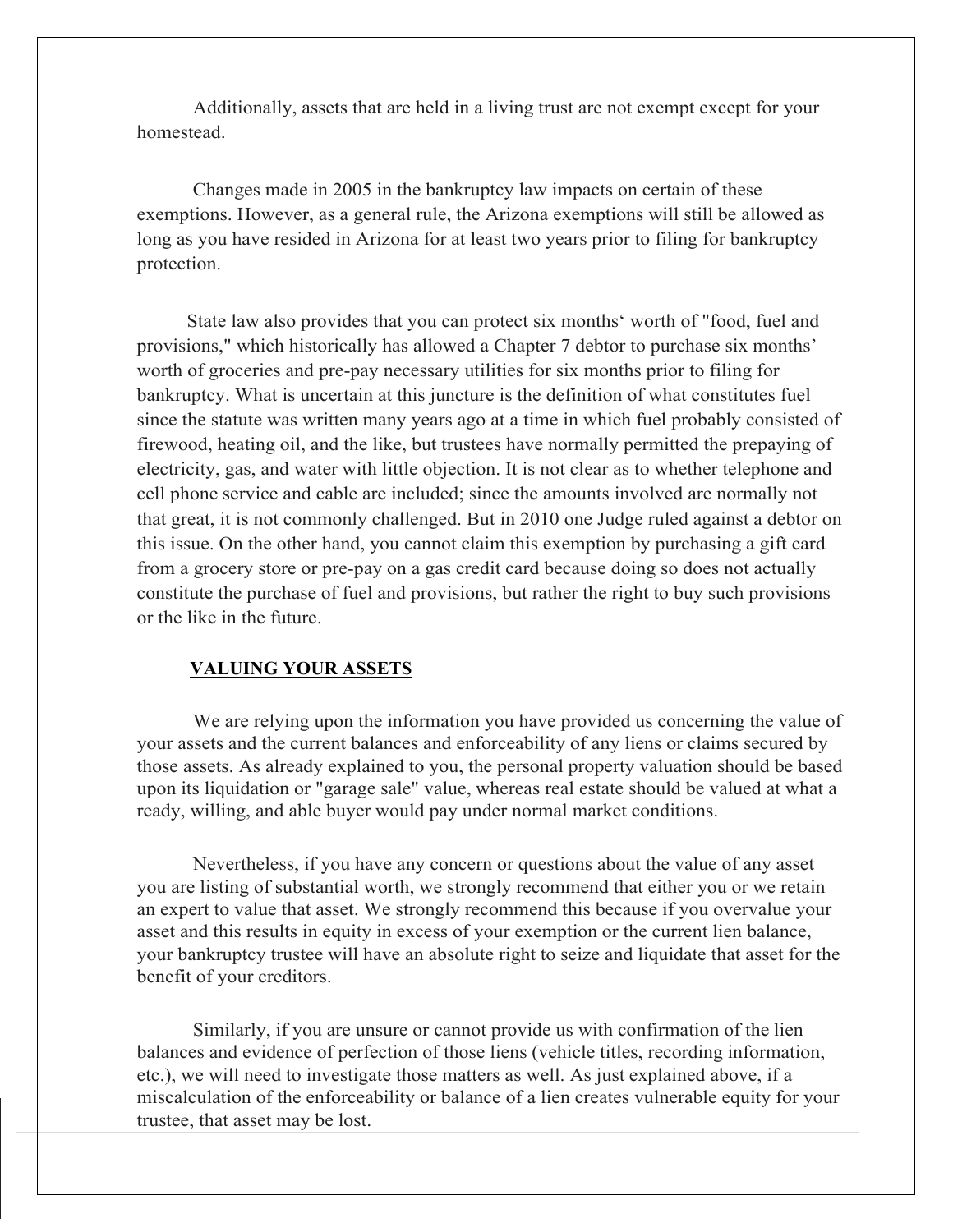Additionally, assets that are held in a living trust are not exempt except for your homestead.

Changes made in 2005 in the bankruptcy law impacts on certain of these exemptions. However, as a general rule, the Arizona exemptions will still be allowed as long as you have resided in Arizona for at least two years prior to filing for bankruptcy protection.

State law also provides that you can protect six months' worth of "food, fuel and provisions," which historically has allowed a Chapter 7 debtor to purchase six months' worth of groceries and pre-pay necessary utilities for six months prior to filing for bankruptcy. What is uncertain at this juncture is the definition of what constitutes fuel since the statute was written many years ago at a time in which fuel probably consisted of firewood, heating oil, and the like, but trustees have normally permitted the prepaying of electricity, gas, and water with little objection. It is not clear as to whether telephone and cell phone service and cable are included; since the amounts involved are normally not that great, it is not commonly challenged. But in 2010 one Judge ruled against a debtor on this issue. On the other hand, you cannot claim this exemption by purchasing a gift card from a grocery store or pre-pay on a gas credit card because doing so does not actually constitute the purchase of fuel and provisions, but rather the right to buy such provisions or the like in the future.

## **VALUING YOUR ASSETS**

We are relying upon the information you have provided us concerning the value of your assets and the current balances and enforceability of any liens or claims secured by those assets. As already explained to you, the personal property valuation should be based upon its liquidation or "garage sale" value, whereas real estate should be valued at what a ready, willing, and able buyer would pay under normal market conditions.

Nevertheless, if you have any concern or questions about the value of any asset you are listing of substantial worth, we strongly recommend that either you or we retain an expert to value that asset. We strongly recommend this because if you overvalue your asset and this results in equity in excess of your exemption or the current lien balance, your bankruptcy trustee will have an absolute right to seize and liquidate that asset for the benefit of your creditors.

Similarly, if you are unsure or cannot provide us with confirmation of the lien balances and evidence of perfection of those liens (vehicle titles, recording information, etc.), we will need to investigate those matters as well. As just explained above, if a miscalculation of the enforceability or balance of a lien creates vulnerable equity for your trustee, that asset may be lost.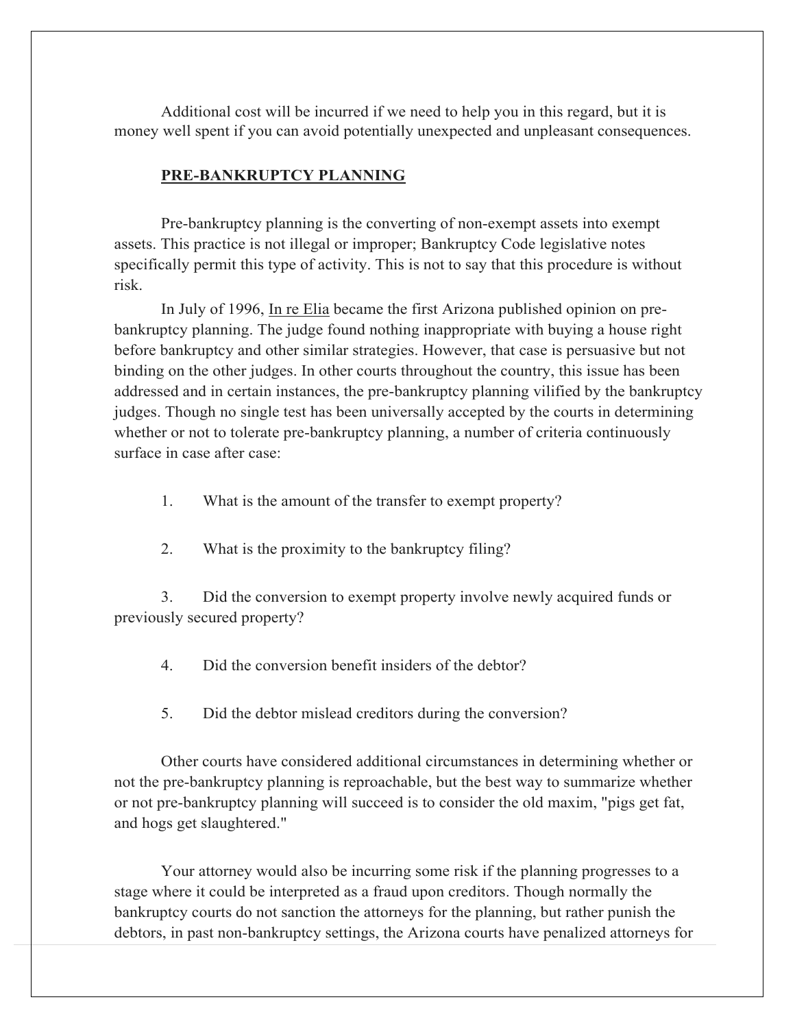Additional cost will be incurred if we need to help you in this regard, but it is money well spent if you can avoid potentially unexpected and unpleasant consequences.

## PRE-BANKRUPTCY PLANNING

Pre-bankruptcy planning is the converting of non-exempt assets into exempt assets. This practice is not illegal or improper; Bankruptcy Code legislative notes specifically permit this type of activity. This is not to say that this procedure is without risk.

In July of 1996, In re Elia became the first Arizona published opinion on pre-bankruptcy planning. The judge found nothing inappropriate with buying a house right before bankruptcy and other similar strategies. However, that case is persuasive but not binding on the other judges. In other courts throughout the country, this issue has been addressed and in certain instances, the pre-bankruptcy planning vilified by the bankruptcy judges. Though no single test has been universally accepted by the courts in determining whether or not to tolerate pre-bankruptcy planning, a number of criteria continuously surface in case after case:

1. What is the amount of the transfer to exempt property?

2. What is the proximity to the bankruptcy filing?

3. Did the conversion to exempt property involve newly acquired funds or previously secured property?

4. Did the conversion benefit insiders of the debtor?

5. Did the debtor mislead creditors during the conversion?

Other courts have considered additional circumstances in determining whether or not the pre-bankruptcy planning is reproachable, but the best way to summarize whether or not pre-bankruptcy planning will succeed is to consider the old maxim, "pigs get fat, and hogs get slaughtered."

Your attorney would also be incurring some risk if the planning progresses to a stage where it could be interpreted as a fraud upon creditors. Though normally the bankruptcy courts do not sanction the attorneys for the planning, but rather punish the debtors, in past non-bankruptcy settings, the Arizona courts have penalized attorneys for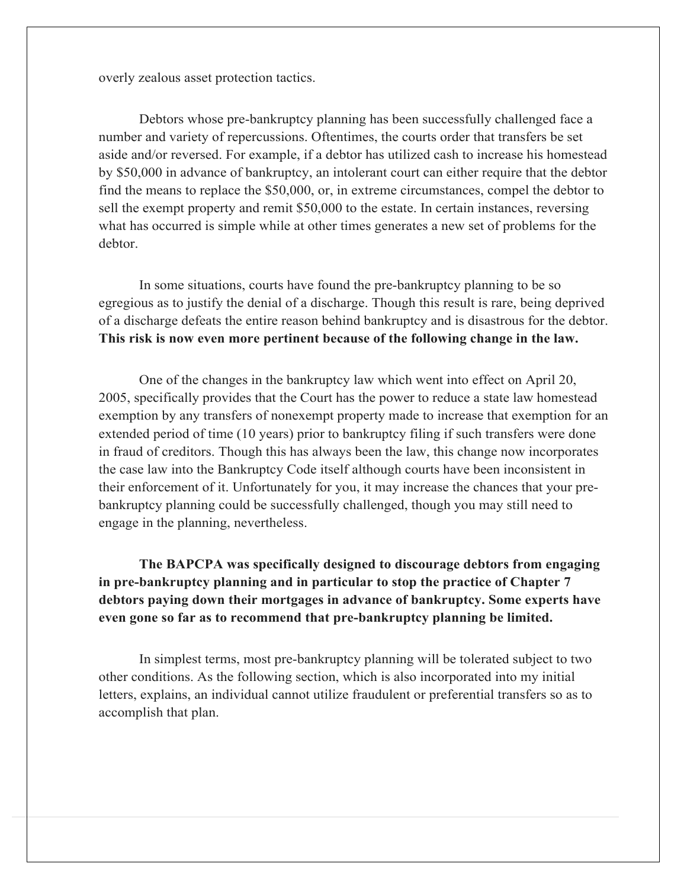overly zealous asset protection tactics.

Debtors whose pre-bankruptcy planning has been successfully challenged face a number and variety of repercussions. Oftentimes, the courts order that transfers be set aside and/or reversed. For example, if a debtor has utilized cash to increase his homestead by $50,000 in advance of bankruptcy, an intolerant court can either require that the debtor find the means to replace the $50,000, or, in extreme circumstances, compel the debtor to sell the exempt property and remit $50,000 to the estate. In certain instances, reversing what has occurred is simple while at other times generates a new set of problems for the debtor.

In some situations, courts have found the pre-bankruptcy planning to be so egregious as to justify the denial of a discharge. Though this result is rare, being deprived of a discharge defeats the entire reason behind bankruptcy and is disastrous for the debtor. **This risk is now even more pertinent because of the following change in the law.**

One of the changes in the bankruptcy law which went into effect on April 20, 2005, specifically provides that the Court has the power to reduce a state law homestead exemption by any transfers of nonexempt property made to increase that exemption for an extended period of time (10 years) prior to bankruptcy filing if such transfers were done in fraud of creditors. Though this has always been the law, this change now incorporates the case law into the Bankruptcy Code itself although courts have been inconsistent in their enforcement of it. Unfortunately for you, it may increase the chances that your pre-bankruptcy planning could be successfully challenged, though you may still need to engage in the planning, nevertheless.

**The BAPCPA was specifically designed to discourage debtors from engaging in pre-bankruptcy planning and in particular to stop the practice of Chapter 7 debtors paying down their mortgages in advance of bankruptcy. Some experts have even gone so far as to recommend that pre-bankruptcy planning be limited.**

In simplest terms, most pre-bankruptcy planning will be tolerated subject to two other conditions. As the following section, which is also incorporated into my initial letters, explains, an individual cannot utilize fraudulent or preferential transfers so as to accomplish that plan.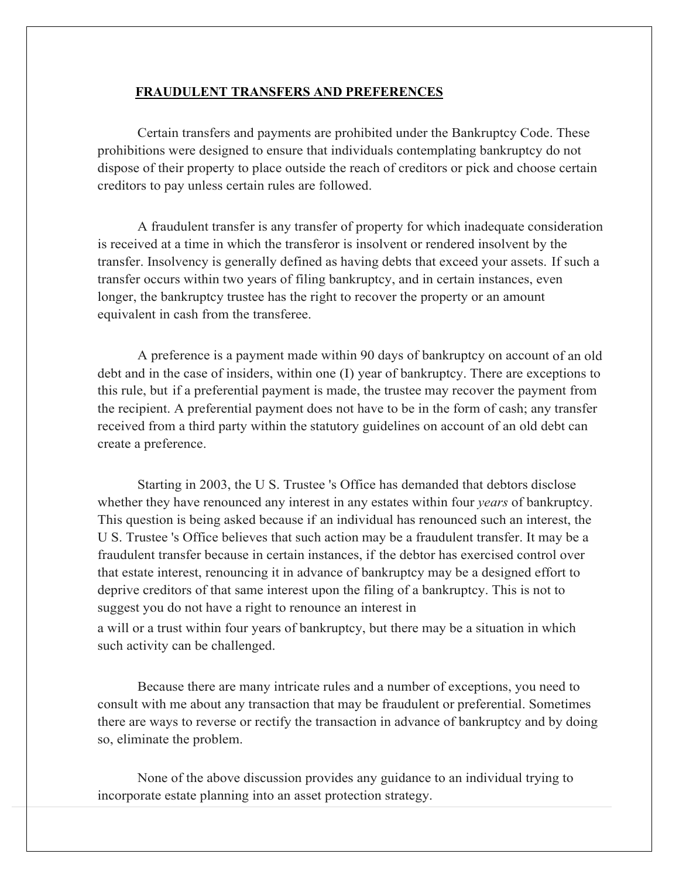## FRAUDULENT TRANSFERS AND PREFERENCES

Certain transfers and payments are prohibited under the Bankruptcy Code. These prohibitions were designed to ensure that individuals contemplating bankruptcy do not dispose of their property to place outside the reach of creditors or pick and choose certain creditors to pay unless certain rules are followed.

A fraudulent transfer is any transfer of property for which inadequate consideration is received at a time in which the transferor is insolvent or rendered insolvent by the transfer. Insolvency is generally defined as having debts that exceed your assets. If such a transfer occurs within two years of filing bankruptcy, and in certain instances, even longer, the bankruptcy trustee has the right to recover the property or an amount equivalent in cash from the transferee.

A preference is a payment made within 90 days of bankruptcy on account of an old debt and in the case of insiders, within one (I) year of bankruptcy. There are exceptions to this rule, but if a preferential payment is made, the trustee may recover the payment from the recipient. A preferential payment does not have to be in the form of cash; any transfer received from a third party within the statutory guidelines on account of an old debt can create a preference.

Starting in 2003, the U S. Trustee 's Office has demanded that debtors disclose whether they have renounced any interest in any estates within four *years* of bankruptcy. This question is being asked because if an individual has renounced such an interest, the U S. Trustee 's Office believes that such action may be a fraudulent transfer. It may be a fraudulent transfer because in certain instances, if the debtor has exercised control over that estate interest, renouncing it in advance of bankruptcy may be a designed effort to deprive creditors of that same interest upon the filing of a bankruptcy. This is not to suggest you do not have a right to renounce an interest in a will or a trust within four years of bankruptcy, but there may be a situation in which such activity can be challenged.

Because there are many intricate rules and a number of exceptions, you need to consult with me about any transaction that may be fraudulent or preferential. Sometimes there are ways to reverse or rectify the transaction in advance of bankruptcy and by doing so, eliminate the problem.

None of the above discussion provides any guidance to an individual trying to incorporate estate planning into an asset protection strategy.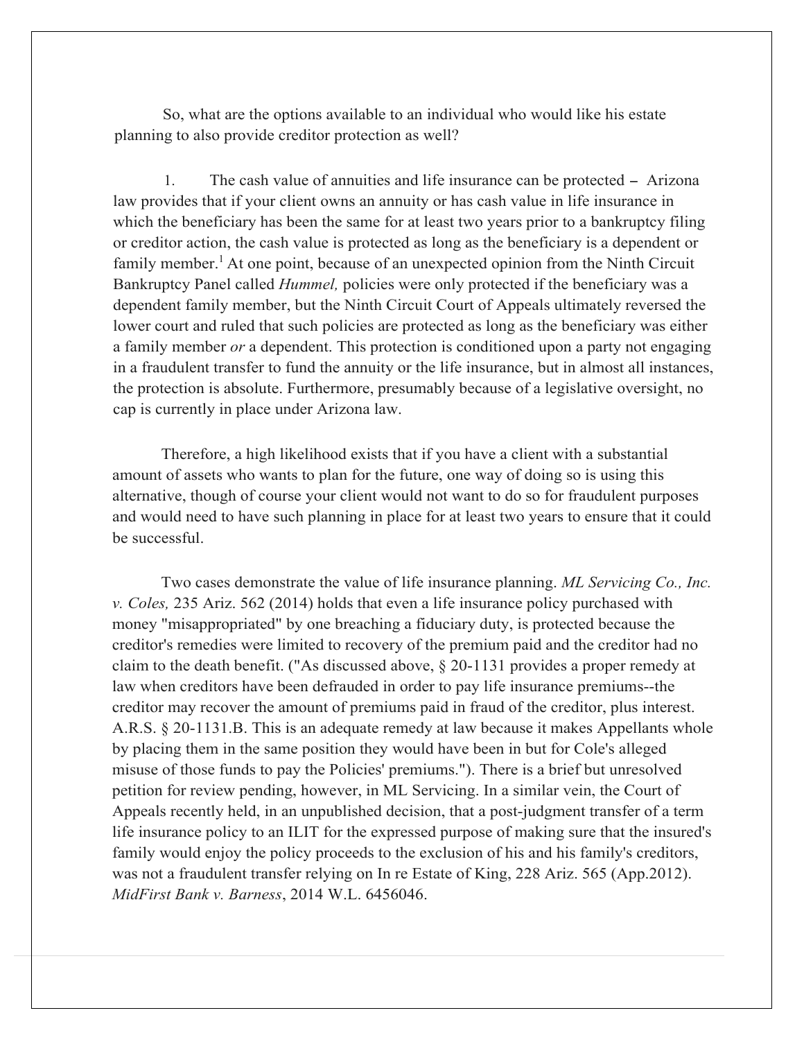So, what are the options available to an individual who would like his estate planning to also provide creditor protection as well?

1. The cash value of annuities and life insurance can be protected – Arizona law provides that if your client owns an annuity or has cash value in life insurance in which the beneficiary has been the same for at least two years prior to a bankruptcy filing or creditor action, the cash value is protected as long as the beneficiary is a dependent or family member.[1] At one point, because of an unexpected opinion from the Ninth Circuit Bankruptcy Panel called *Hummel,* policies were only protected if the beneficiary was a dependent family member, but the Ninth Circuit Court of Appeals ultimately reversed the lower court and ruled that such policies are protected as long as the beneficiary was either a family member *or* a dependent. This protection is conditioned upon a party not engaging in a fraudulent transfer to fund the annuity or the life insurance, but in almost all instances, the protection is absolute. Furthermore, presumably because of a legislative oversight, no cap is currently in place under Arizona law.

Therefore, a high likelihood exists that if you have a client with a substantial amount of assets who wants to plan for the future, one way of doing so is using this alternative, though of course your client would not want to do so for fraudulent purposes and would need to have such planning in place for at least two years to ensure that it could be successful.

Two cases demonstrate the value of life insurance planning. *ML Servicing Co., Inc. v. Coles,* 235 Ariz. 562 (2014) holds that even a life insurance policy purchased with money "misappropriated" by one breaching a fiduciary duty, is protected because the creditor's remedies were limited to recovery of the premium paid and the creditor had no claim to the death benefit. ("As discussed above, § 20-1131 provides a proper remedy at law when creditors have been defrauded in order to pay life insurance premiums--the creditor may recover the amount of premiums paid in fraud of the creditor, plus interest. A.R.S. § 20-1131.B. This is an adequate remedy at law because it makes Appellants whole by placing them in the same position they would have been in but for Cole's alleged misuse of those funds to pay the Policies' premiums."). There is a brief but unresolved petition for review pending, however, in ML Servicing. In a similar vein, the Court of Appeals recently held, in an unpublished decision, that a post-judgment transfer of a term life insurance policy to an ILIT for the expressed purpose of making sure that the insured's family would enjoy the policy proceeds to the exclusion of his and his family's creditors, was not a fraudulent transfer relying on In re Estate of King, 228 Ariz. 565 (App.2012). *MidFirst Bank v. Barness*, 2014 W.L. 6456046.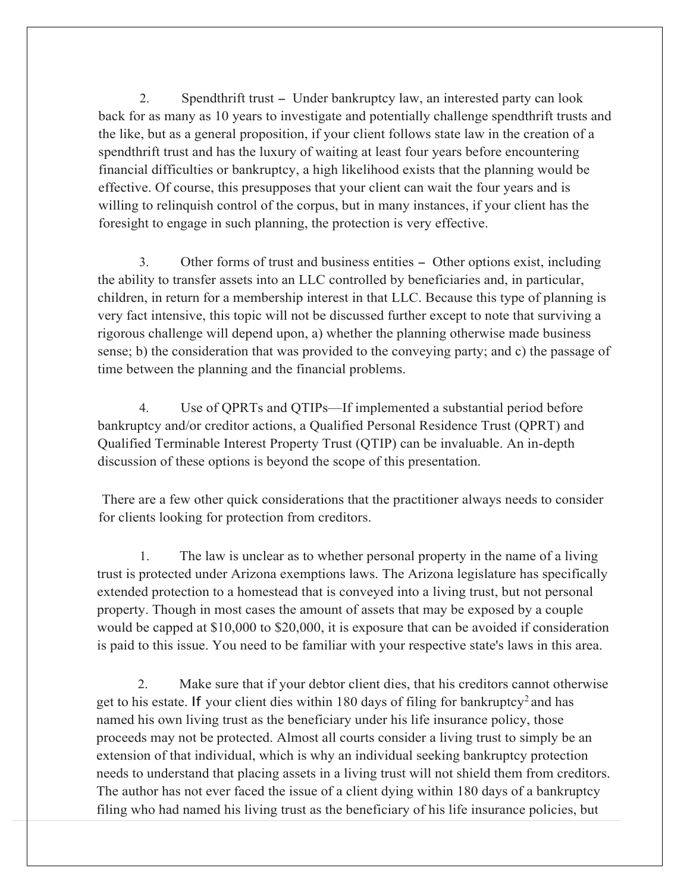2. Spendthrift trust – Under bankruptcy law, an interested party can look back for as many as 10 years to investigate and potentially challenge spendthrift trusts and the like, but as a general proposition, if your client follows state law in the creation of a spendthrift trust and has the luxury of waiting at least four years before encountering financial difficulties or bankruptcy, a high likelihood exists that the planning would be effective. Of course, this presupposes that your client can wait the four years and is willing to relinquish control of the corpus, but in many instances, if your client has the foresight to engage in such planning, the protection is very effective.

3. Other forms of trust and business entities – Other options exist, including the ability to transfer assets into an LLC controlled by beneficiaries and, in particular, children, in return for a membership interest in that LLC. Because this type of planning is very fact intensive, this topic will not be discussed further except to note that surviving a rigorous challenge will depend upon, a) whether the planning otherwise made business sense; b) the consideration that was provided to the conveying party; and c) the passage of time between the planning and the financial problems.

4. Use of QPRTs and QTIPs—If implemented a substantial period before bankruptcy and/or creditor actions, a Qualified Personal Residence Trust (QPRT) and Qualified Terminable Interest Property Trust (QTIP) can be invaluable. An in-depth discussion of these options is beyond the scope of this presentation.

There are a few other quick considerations that the practitioner always needs to consider for clients looking for protection from creditors.

1. The law is unclear as to whether personal property in the name of a living trust is protected under Arizona exemptions laws. The Arizona legislature has specifically extended protection to a homestead that is conveyed into a living trust, but not personal property. Though in most cases the amount of assets that may be exposed by a couple would be capped at $10,000 to $20,000, it is exposure that can be avoided if consideration is paid to this issue. You need to be familiar with your respective state's laws in this area.

2. Make sure that if your debtor client dies, that his creditors cannot otherwise get to his estate. If your client dies within 180 days of filing for bankruptcy[2] and has named his own living trust as the beneficiary under his life insurance policy, those proceeds may not be protected. Almost all courts consider a living trust to simply be an extension of that individual, which is why an individual seeking bankruptcy protection needs to understand that placing assets in a living trust will not shield them from creditors. The author has not ever faced the issue of a client dying within 180 days of a bankruptcy filing who had named his living trust as the beneficiary of his life insurance policies, but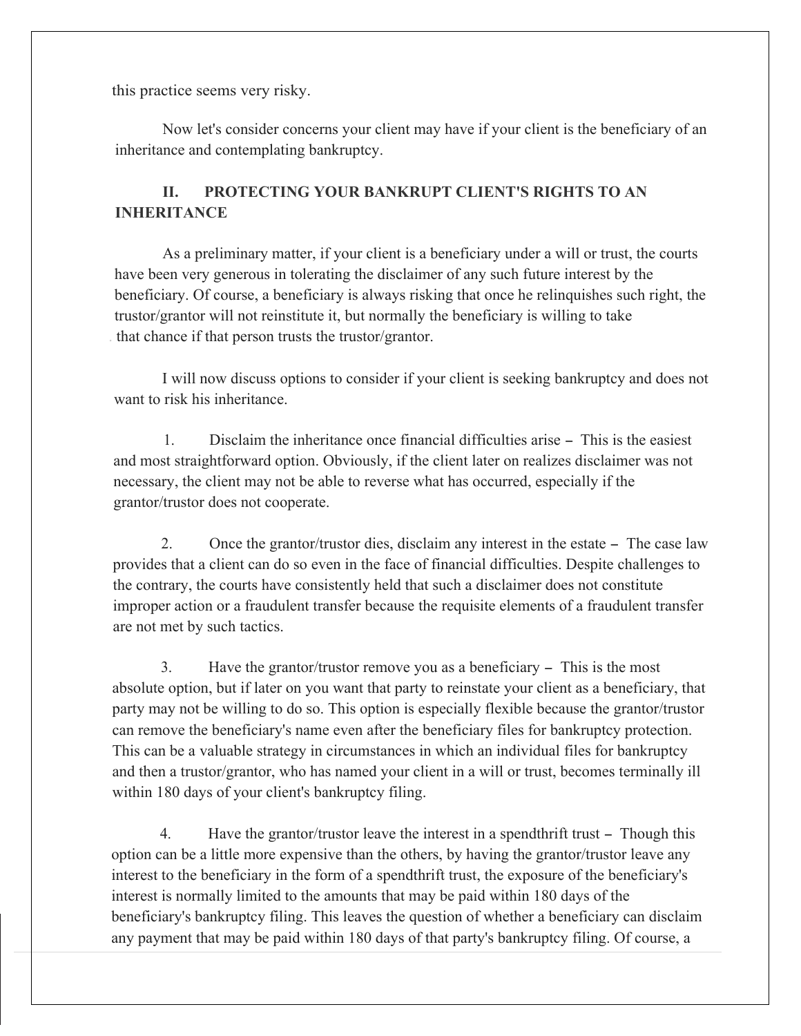this practice seems very risky.

Now let's consider concerns your client may have if your client is the beneficiary of an inheritance and contemplating bankruptcy.

## II. PROTECTING YOUR BANKRUPT CLIENT'S RIGHTS TO AN INHERITANCE

As a preliminary matter, if your client is a beneficiary under a will or trust, the courts have been very generous in tolerating the disclaimer of any such future interest by the beneficiary. Of course, a beneficiary is always risking that once he relinquishes such right, the trustor/grantor will not reinstitute it, but normally the beneficiary is willing to take that chance if that person trusts the trustor/grantor.

I will now discuss options to consider if your client is seeking bankruptcy and does not want to risk his inheritance.

1. Disclaim the inheritance once financial difficulties arise – This is the easiest and most straightforward option. Obviously, if the client later on realizes disclaimer was not necessary, the client may not be able to reverse what has occurred, especially if the grantor/trustor does not cooperate.

2. Once the grantor/trustor dies, disclaim any interest in the estate – The case law provides that a client can do so even in the face of financial difficulties. Despite challenges to the contrary, the courts have consistently held that such a disclaimer does not constitute improper action or a fraudulent transfer because the requisite elements of a fraudulent transfer are not met by such tactics.

3. Have the grantor/trustor remove you as a beneficiary – This is the most absolute option, but if later on you want that party to reinstate your client as a beneficiary, that party may not be willing to do so. This option is especially flexible because the grantor/trustor can remove the beneficiary's name even after the beneficiary files for bankruptcy protection. This can be a valuable strategy in circumstances in which an individual files for bankruptcy and then a trustor/grantor, who has named your client in a will or trust, becomes terminally ill within 180 days of your client's bankruptcy filing.

4. Have the grantor/trustor leave the interest in a spendthrift trust – Though this option can be a little more expensive than the others, by having the grantor/trustor leave any interest to the beneficiary in the form of a spendthrift trust, the exposure of the beneficiary's interest is normally limited to the amounts that may be paid within 180 days of the beneficiary's bankruptcy filing. This leaves the question of whether a beneficiary can disclaim any payment that may be paid within 180 days of that party's bankruptcy filing. Of course, a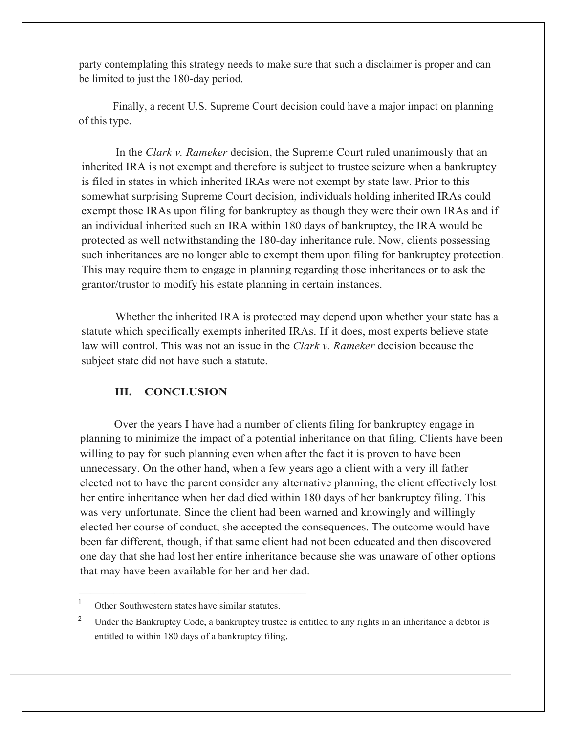party contemplating this strategy needs to make sure that such a disclaimer is proper and can be limited to just the 180-day period.

Finally, a recent U.S. Supreme Court decision could have a major impact on planning of this type.

In the *Clark v. Rameker* decision, the Supreme Court ruled unanimously that an inherited IRA is not exempt and therefore is subject to trustee seizure when a bankruptcy is filed in states in which inherited IRAs were not exempt by state law. Prior to this somewhat surprising Supreme Court decision, individuals holding inherited IRAs could exempt those IRAs upon filing for bankruptcy as though they were their own IRAs and if an individual inherited such an IRA within 180 days of bankruptcy, the IRA would be protected as well notwithstanding the 180-day inheritance rule. Now, clients possessing such inheritances are no longer able to exempt them upon filing for bankruptcy protection. This may require them to engage in planning regarding those inheritances or to ask the grantor/trustor to modify his estate planning in certain instances.

Whether the inherited IRA is protected may depend upon whether your state has a statute which specifically exempts inherited IRAs. If it does, most experts believe state law will control. This was not an issue in the *Clark v. Rameker* decision because the subject state did not have such a statute.

## III. CONCLUSION

Over the years I have had a number of clients filing for bankruptcy engage in planning to minimize the impact of a potential inheritance on that filing. Clients have been willing to pay for such planning even when after the fact it is proven to have been unnecessary. On the other hand, when a few years ago a client with a very ill father elected not to have the parent consider any alternative planning, the client effectively lost her entire inheritance when her dad died within 180 days of her bankruptcy filing. This was very unfortunate. Since the client had been warned and knowingly and willingly elected her course of conduct, she accepted the consequences. The outcome would have been far different, though, if that same client had not been educated and then discovered one day that she had lost her entire inheritance because she was unaware of other options that may have been available for her and her dad.

---

[1] Other Southwestern states have similar statutes.

[2] Under the Bankruptcy Code, a bankruptcy trustee is entitled to any rights in an inheritance a debtor is entitled to within 180 days of a bankruptcy filing.